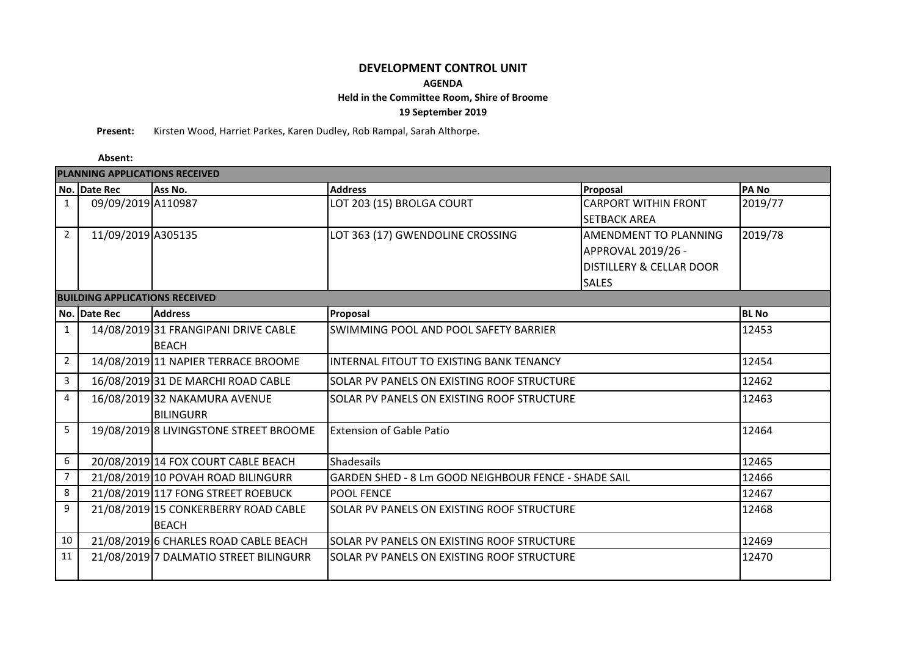# DEVELOPMENT CONTROL UNIT

**AGENDA**

**Held in the Committee Room, Shire of Broome**

**19 September 2019**

**Present:** Kirsten Wood, Harriet Parkes, Karen Dudley, Rob Rampal, Sarah Althorpe.

**Absent:**

| **PLANNING APPLICATIONS RECEIVED** | | | | | |
|---|---|---|---|---|---|
| **No.** | **Date Rec** | **Ass No.** | **Address** | **Proposal** | **PA No** |
| 1 | 09/09/2019 | A110987 | LOT 203 (15) BROLGA COURT | CARPORT WITHIN FRONT SETBACK AREA | 2019/77 |
| 2 | 11/09/2019 | A305135 | LOT 363 (17) GWENDOLINE CROSSING | AMENDMENT TO PLANNING APPROVAL 2019/26 - DISTILLERY & CELLAR DOOR SALES | 2019/78 |

| **BUILDING APPLICATIONS RECEIVED** | | | | |
|---|---|---|---|---|
| **No.** | **Date Rec** | **Address** | **Proposal** | **BL No** |
| 1 | 14/08/2019 | 31 FRANGIPANI DRIVE CABLE BEACH | SWIMMING POOL AND POOL SAFETY BARRIER | 12453 |
| 2 | 14/08/2019 | 11 NAPIER TERRACE BROOME | INTERNAL FITOUT TO EXISTING BANK TENANCY | 12454 |
| 3 | 16/08/2019 | 31 DE MARCHI ROAD CABLE | SOLAR PV PANELS ON EXISTING ROOF STRUCTURE | 12462 |
| 4 | 16/08/2019 | 32 NAKAMURA AVENUE BILINGURR | SOLAR PV PANELS ON EXISTING ROOF STRUCTURE | 12463 |
| 5 | 19/08/2019 | 8 LIVINGSTONE STREET BROOME | Extension of Gable Patio | 12464 |
| 6 | 20/08/2019 | 14 FOX COURT CABLE BEACH | Shadesails | 12465 |
| 7 | 21/08/2019 | 10 POVAH ROAD BILINGURR | GARDEN SHED - 8 Lm GOOD NEIGHBOUR FENCE - SHADE SAIL | 12466 |
| 8 | 21/08/2019 | 117 FONG STREET ROEBUCK | POOL FENCE | 12467 |
| 9 | 21/08/2019 | 15 CONKERBERRY ROAD CABLE BEACH | SOLAR PV PANELS ON EXISTING ROOF STRUCTURE | 12468 |
| 10 | 21/08/2019 | 6 CHARLES ROAD CABLE BEACH | SOLAR PV PANELS ON EXISTING ROOF STRUCTURE | 12469 |
| 11 | 21/08/2019 | 7 DALMATIO STREET BILINGURR | SOLAR PV PANELS ON EXISTING ROOF STRUCTURE | 12470 |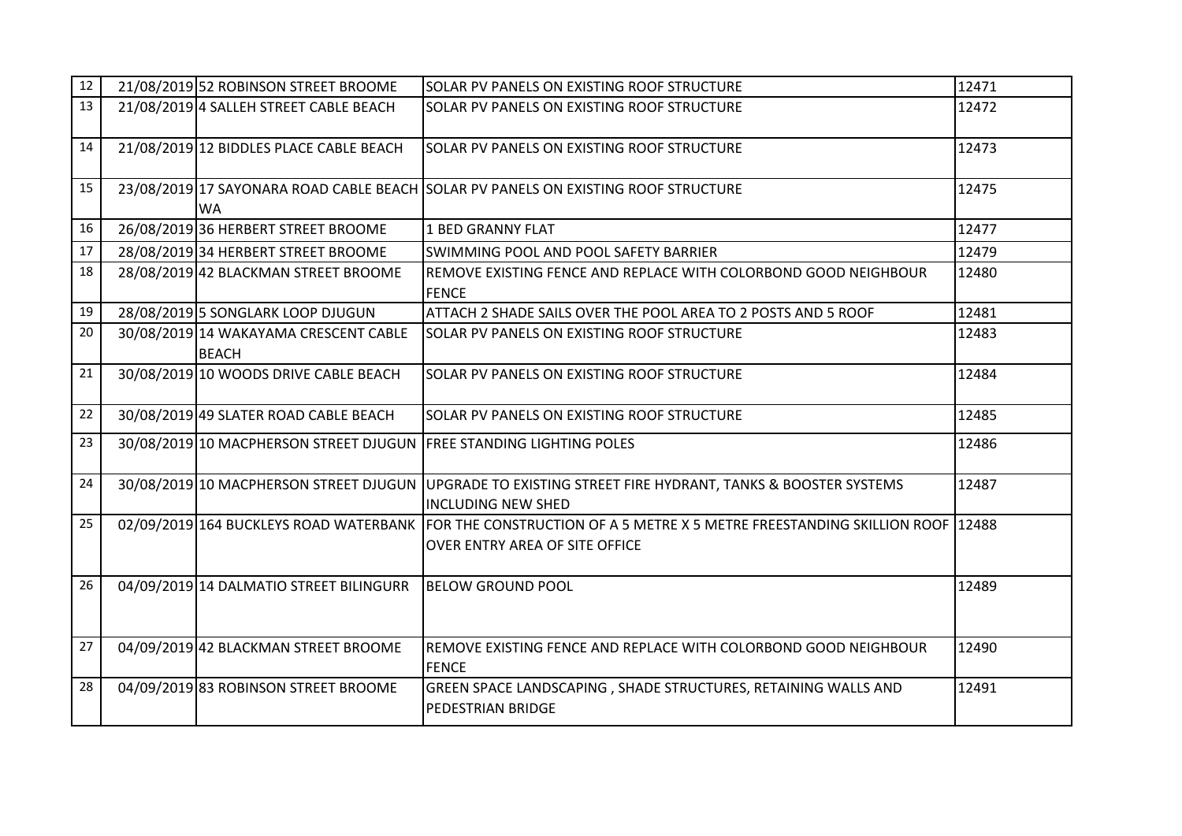| 12 | 21/08/2019 | 52 ROBINSON STREET BROOME | SOLAR PV PANELS ON EXISTING ROOF STRUCTURE | 12471 |
|---|---|---|---|---|
| 13 | 21/08/2019 | 4 SALLEH STREET CABLE BEACH | SOLAR PV PANELS ON EXISTING ROOF STRUCTURE | 12472 |
| 14 | 21/08/2019 | 12 BIDDLES PLACE CABLE BEACH | SOLAR PV PANELS ON EXISTING ROOF STRUCTURE | 12473 |
| 15 | 23/08/2019 | 17 SAYONARA ROAD CABLE BEACH WA | SOLAR PV PANELS ON EXISTING ROOF STRUCTURE | 12475 |
| 16 | 26/08/2019 | 36 HERBERT STREET BROOME | 1 BED GRANNY FLAT | 12477 |
| 17 | 28/08/2019 | 34 HERBERT STREET BROOME | SWIMMING POOL AND POOL SAFETY BARRIER | 12479 |
| 18 | 28/08/2019 | 42 BLACKMAN STREET BROOME | REMOVE EXISTING FENCE AND REPLACE WITH COLORBOND GOOD NEIGHBOUR FENCE | 12480 |
| 19 | 28/08/2019 | 5 SONGLARK LOOP DJUGUN | ATTACH 2 SHADE SAILS OVER THE POOL AREA TO 2 POSTS AND 5 ROOF | 12481 |
| 20 | 30/08/2019 | 14 WAKAYAMA CRESCENT CABLE BEACH | SOLAR PV PANELS ON EXISTING ROOF STRUCTURE | 12483 |
| 21 | 30/08/2019 | 10 WOODS DRIVE CABLE BEACH | SOLAR PV PANELS ON EXISTING ROOF STRUCTURE | 12484 |
| 22 | 30/08/2019 | 49 SLATER ROAD CABLE BEACH | SOLAR PV PANELS ON EXISTING ROOF STRUCTURE | 12485 |
| 23 | 30/08/2019 | 10 MACPHERSON STREET DJUGUN | FREE STANDING LIGHTING POLES | 12486 |
| 24 | 30/08/2019 | 10 MACPHERSON STREET DJUGUN | UPGRADE TO EXISTING STREET FIRE HYDRANT, TANKS & BOOSTER SYSTEMS INCLUDING NEW SHED | 12487 |
| 25 | 02/09/2019 | 164 BUCKLEYS ROAD WATERBANK | FOR THE CONSTRUCTION OF A 5 METRE X 5 METRE FREESTANDING SKILLION ROOF OVER ENTRY AREA OF SITE OFFICE | 12488 |
| 26 | 04/09/2019 | 14 DALMATIO STREET BILINGURR | BELOW GROUND POOL | 12489 |
| 27 | 04/09/2019 | 42 BLACKMAN STREET BROOME | REMOVE EXISTING FENCE AND REPLACE WITH COLORBOND GOOD NEIGHBOUR FENCE | 12490 |
| 28 | 04/09/2019 | 83 ROBINSON STREET BROOME | GREEN SPACE LANDSCAPING , SHADE STRUCTURES, RETAINING WALLS AND PEDESTRIAN BRIDGE | 12491 |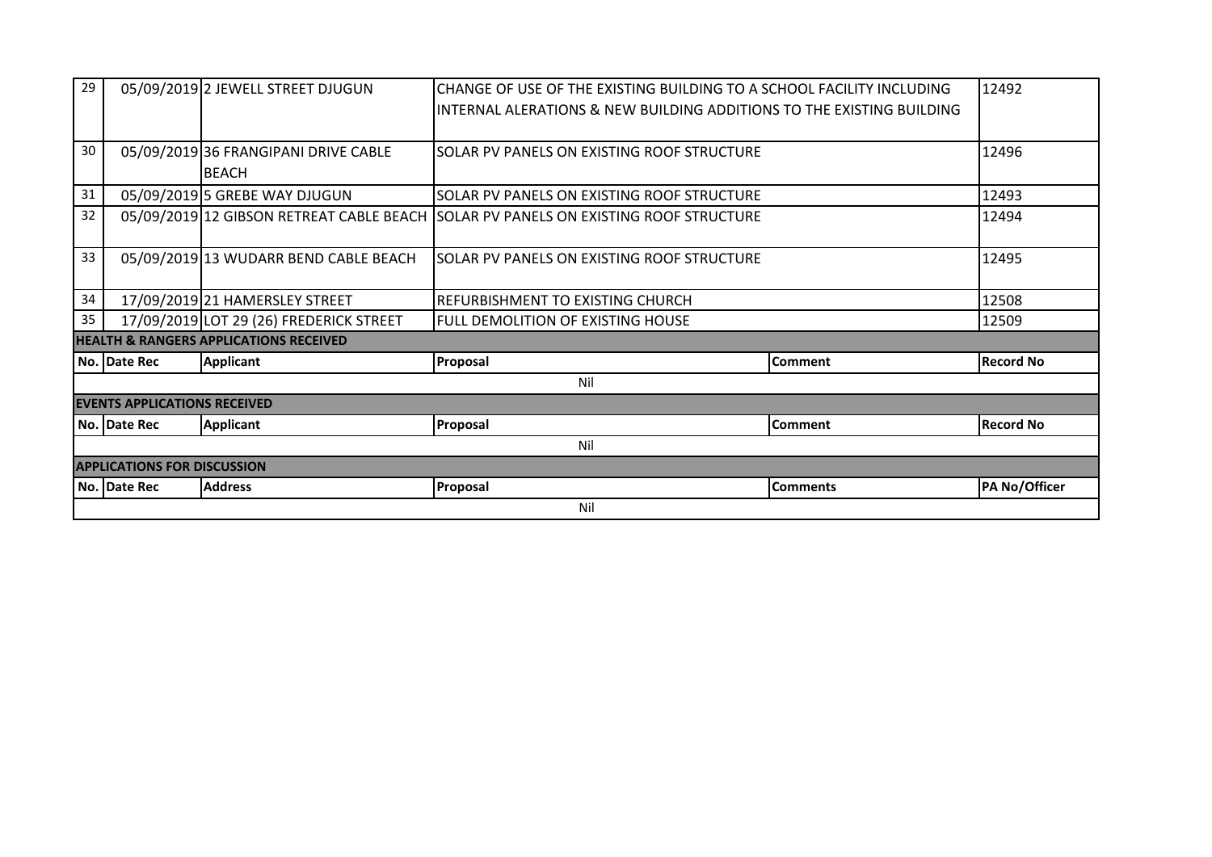| 29 | 05/09/2019 | 2 JEWELL STREET DJUGUN | CHANGE OF USE OF THE EXISTING BUILDING TO A SCHOOL FACILITY INCLUDING INTERNAL ALERATIONS & NEW BUILDING ADDITIONS TO THE EXISTING BUILDING | | 12492 |
|---|---|---|---|---|---|
| 30 | 05/09/2019 | 36 FRANGIPANI DRIVE CABLE BEACH | SOLAR PV PANELS ON EXISTING ROOF STRUCTURE | | 12496 |
| 31 | 05/09/2019 | 5 GREBE WAY DJUGUN | SOLAR PV PANELS ON EXISTING ROOF STRUCTURE | | 12493 |
| 32 | 05/09/2019 | 12 GIBSON RETREAT CABLE BEACH | SOLAR PV PANELS ON EXISTING ROOF STRUCTURE | | 12494 |
| 33 | 05/09/2019 | 13 WUDARR BEND CABLE BEACH | SOLAR PV PANELS ON EXISTING ROOF STRUCTURE | | 12495 |
| 34 | 17/09/2019 | 21 HAMERSLEY STREET | REFURBISHMENT TO EXISTING CHURCH | | 12508 |
| 35 | 17/09/2019 | LOT 29 (26) FREDERICK STREET | FULL DEMOLITION OF EXISTING HOUSE | | 12509 |

**HEALTH & RANGERS APPLICATIONS RECEIVED**

| No. | Date Rec | Applicant | Proposal | Comment | Record No |
|---|---|---|---|---|---|
| | | | Nil | | |

**EVENTS APPLICATIONS RECEIVED**

| No. | Date Rec | Applicant | Proposal | Comment | Record No |
|---|---|---|---|---|---|
| | | | Nil | | |

**APPLICATIONS FOR DISCUSSION**

| No. | Date Rec | Address | Proposal | Comments | PA No/Officer |
|---|---|---|---|---|---|
| | | | Nil | | |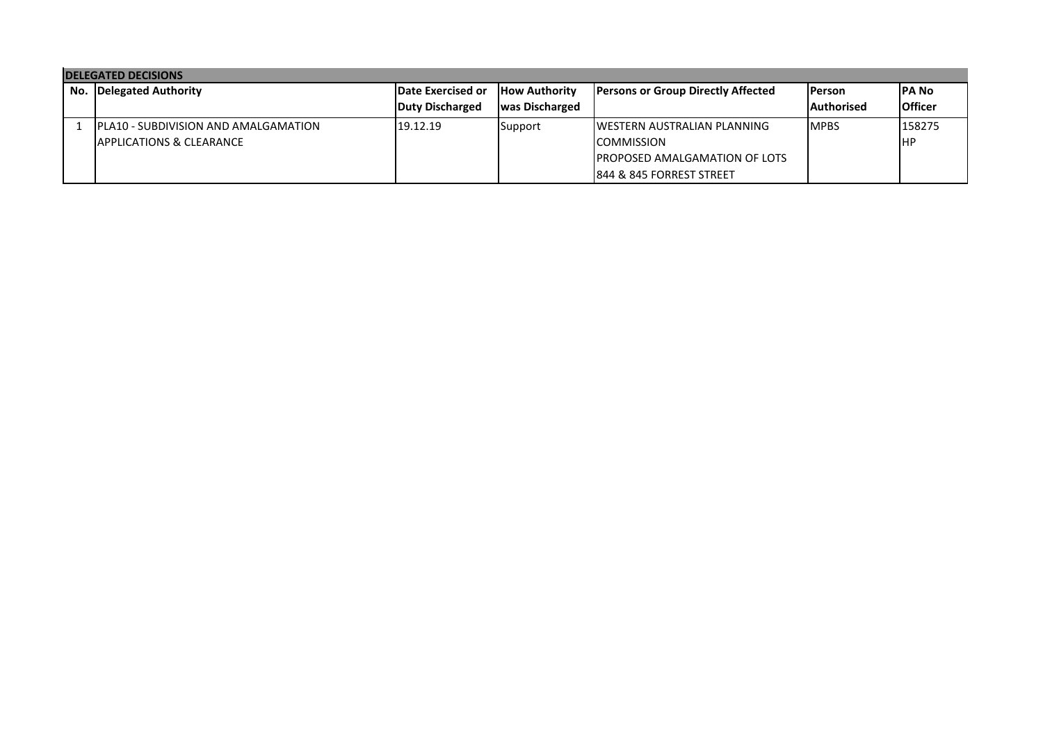**DELEGATED DECISIONS**

| No. | Delegated Authority | Date Exercised or Duty Discharged | How Authority was Discharged | Persons or Group Directly Affected | Person Authorised | PA No Officer |
| --- | --- | --- | --- | --- | --- | --- |
| 1 | PLA10 - SUBDIVISION AND AMALGAMATION APPLICATIONS & CLEARANCE | 19.12.19 | Support | WESTERN AUSTRALIAN PLANNING COMMISSION PROPOSED AMALGAMATION OF LOTS 844 & 845 FORREST STREET | MPBS | 158275 HP |